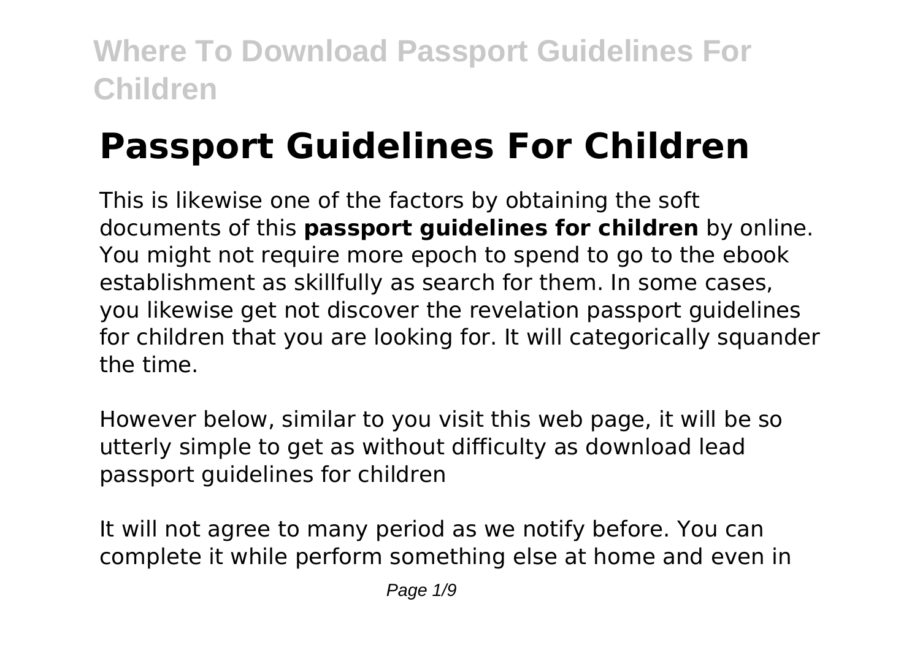# Passport Guidelines For Children

This is likewise one of the factors by obtaining the soft documents of this **passport guidelines for children** by online. You might not require more epoch to spend to go to the ebook establishment as skillfully as search for them. In some cases, you likewise get not discover the revelation passport guidelines for children that you are looking for. It will categorically squander the time.

However below, similar to you visit this web page, it will be so utterly simple to get as without difficulty as download lead passport guidelines for children

It will not agree to many period as we notify before. You can complete it while perform something else at home and even in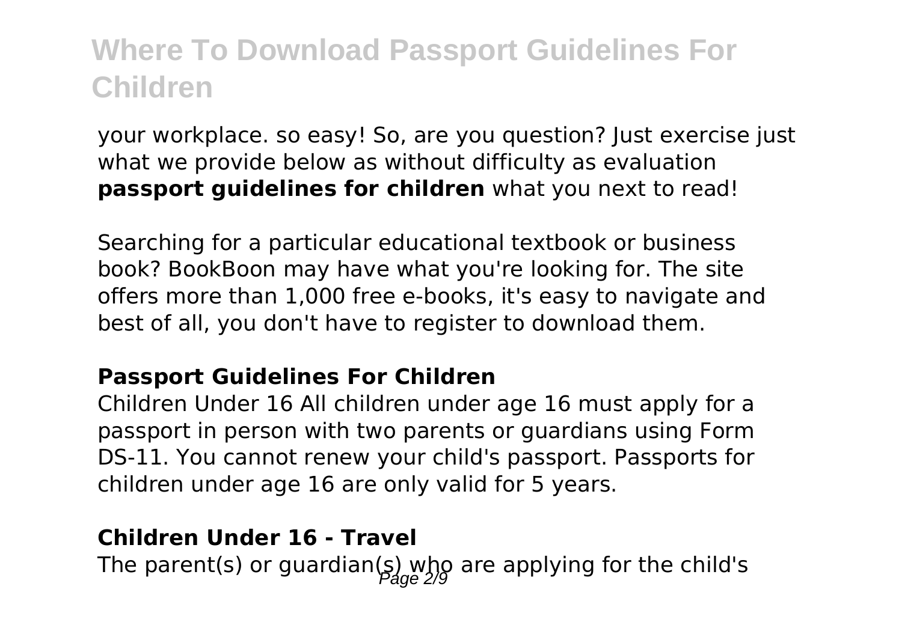your workplace. so easy! So, are you question? Just exercise just what we provide below as without difficulty as evaluation **passport guidelines for children** what you next to read!

Searching for a particular educational textbook or business book? BookBoon may have what you're looking for. The site offers more than 1,000 free e-books, it's easy to navigate and best of all, you don't have to register to download them.

### Passport Guidelines For Children

Children Under 16 All children under age 16 must apply for a passport in person with two parents or guardians using Form DS-11. You cannot renew your child's passport. Passports for children under age 16 are only valid for 5 years.

### Children Under 16 - Travel

The parent(s) or guardian(s) who are applying for the child's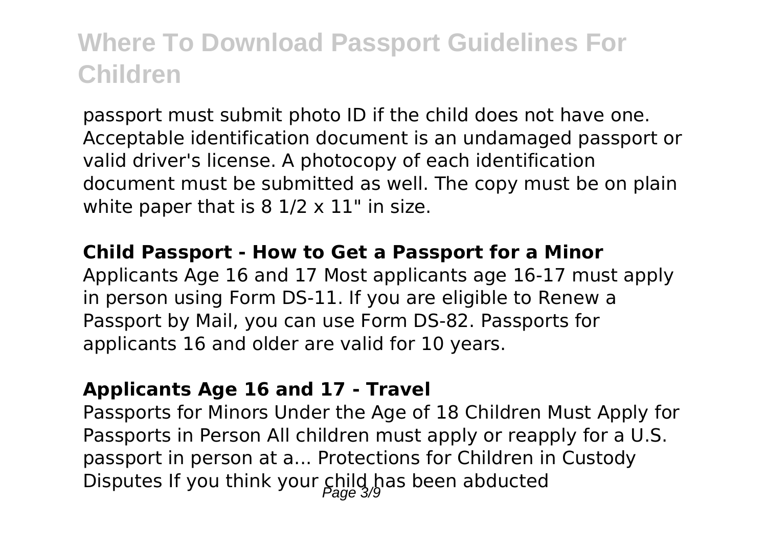passport must submit photo ID if the child does not have one. Acceptable identification document is an undamaged passport or valid driver's license. A photocopy of each identification document must be submitted as well. The copy must be on plain white paper that is 8 1/2 x 11" in size.

### Child Passport - How to Get a Passport for a Minor

Applicants Age 16 and 17 Most applicants age 16-17 must apply in person using Form DS-11. If you are eligible to Renew a Passport by Mail, you can use Form DS-82. Passports for applicants 16 and older are valid for 10 years.

### Applicants Age 16 and 17 - Travel

Passports for Minors Under the Age of 18 Children Must Apply for Passports in Person All children must apply or reapply for a U.S. passport in person at a… Protections for Children in Custody Disputes If you think your child has been abducted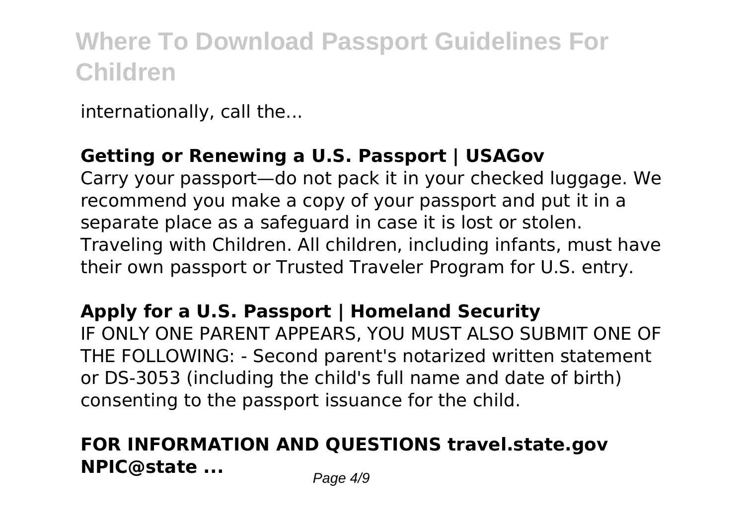internationally, call the...

### **Getting or Renewing a U.S. Passport | USAGov**

Carry your passport—do not pack it in your checked luggage. We recommend you make a copy of your passport and put it in a separate place as a safeguard in case it is lost or stolen. Traveling with Children. All children, including infants, must have their own passport or Trusted Traveler Program for U.S. entry.

### **Apply for a U.S. Passport | Homeland Security**

IF ONLY ONE PARENT APPEARS, YOU MUST ALSO SUBMIT ONE OF THE FOLLOWING: - Second parent's notarized written statement or DS-3053 (including the child's full name and date of birth) consenting to the passport issuance for the child.

### **FOR INFORMATION AND QUESTIONS travel.state.gov NPIC@state ...**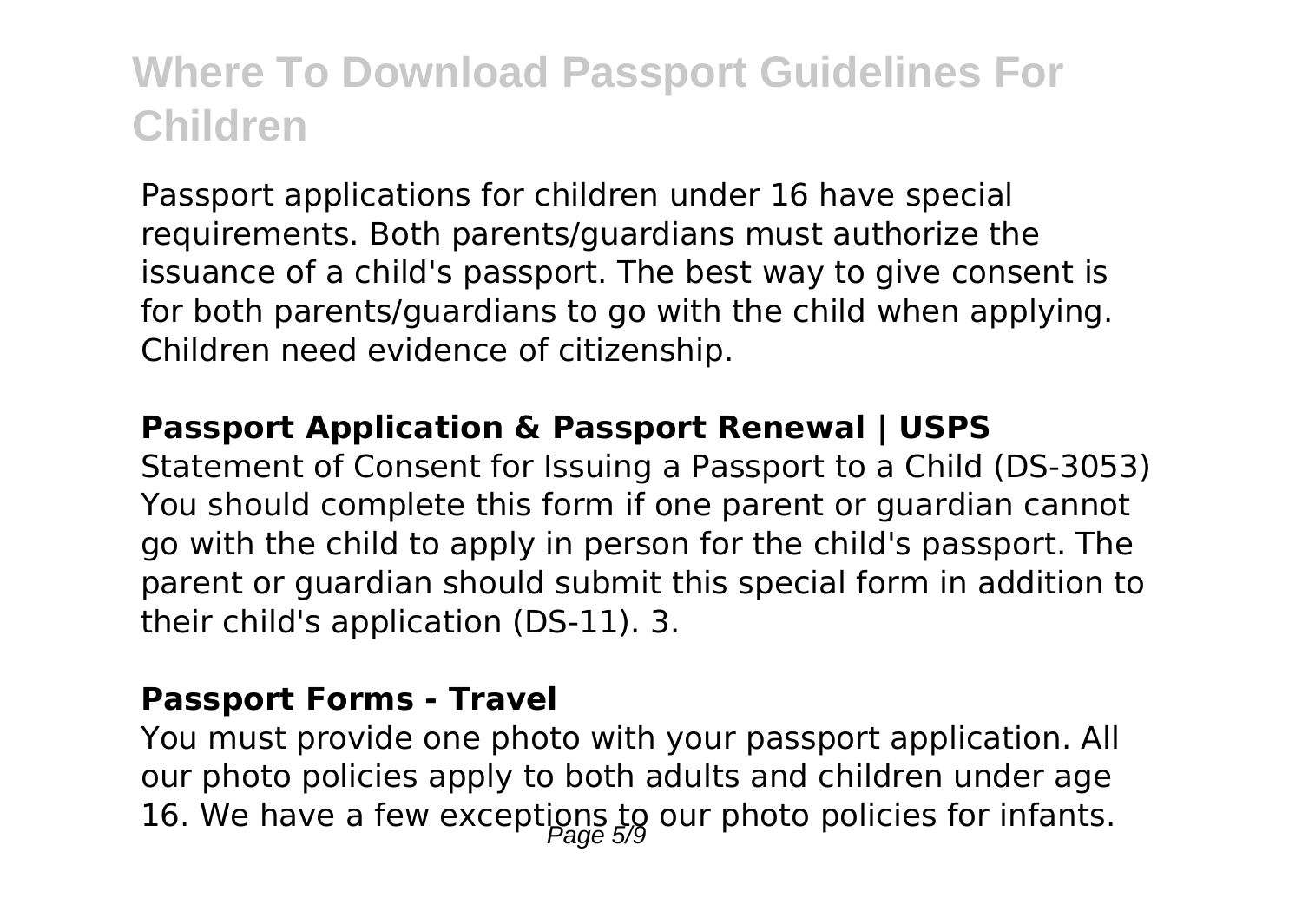# Where To Download Passport Guidelines For Children

Passport applications for children under 16 have special requirements. Both parents/guardians must authorize the issuance of a child's passport. The best way to give consent is for both parents/guardians to go with the child when applying. Children need evidence of citizenship.

**Passport Application & Passport Renewal | USPS**

Statement of Consent for Issuing a Passport to a Child (DS-3053) You should complete this form if one parent or guardian cannot go with the child to apply in person for the child's passport. The parent or guardian should submit this special form in addition to their child's application (DS-11). 3.

**Passport Forms - Travel**

You must provide one photo with your passport application. All our photo policies apply to both adults and children under age 16. We have a few exceptions to our photo policies for infants.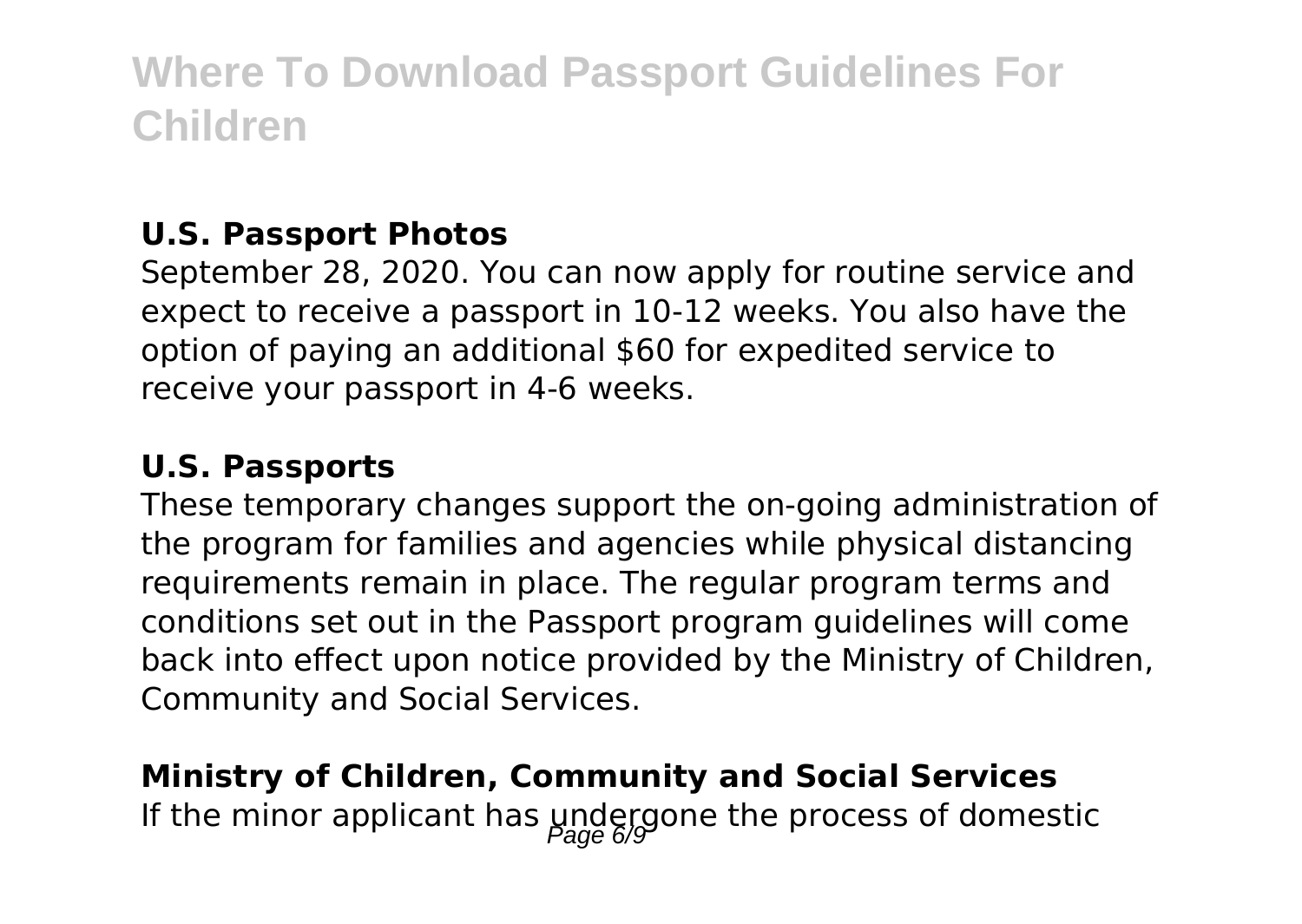## U.S. Passport Photos

September 28, 2020. You can now apply for routine service and expect to receive a passport in 10-12 weeks. You also have the option of paying an additional $60 for expedited service to receive your passport in 4-6 weeks.

## U.S. Passports

These temporary changes support the on-going administration of the program for families and agencies while physical distancing requirements remain in place. The regular program terms and conditions set out in the Passport program guidelines will come back into effect upon notice provided by the Ministry of Children, Community and Social Services.

## Ministry of Children, Community and Social Services

If the minor applicant has undergone the process of domestic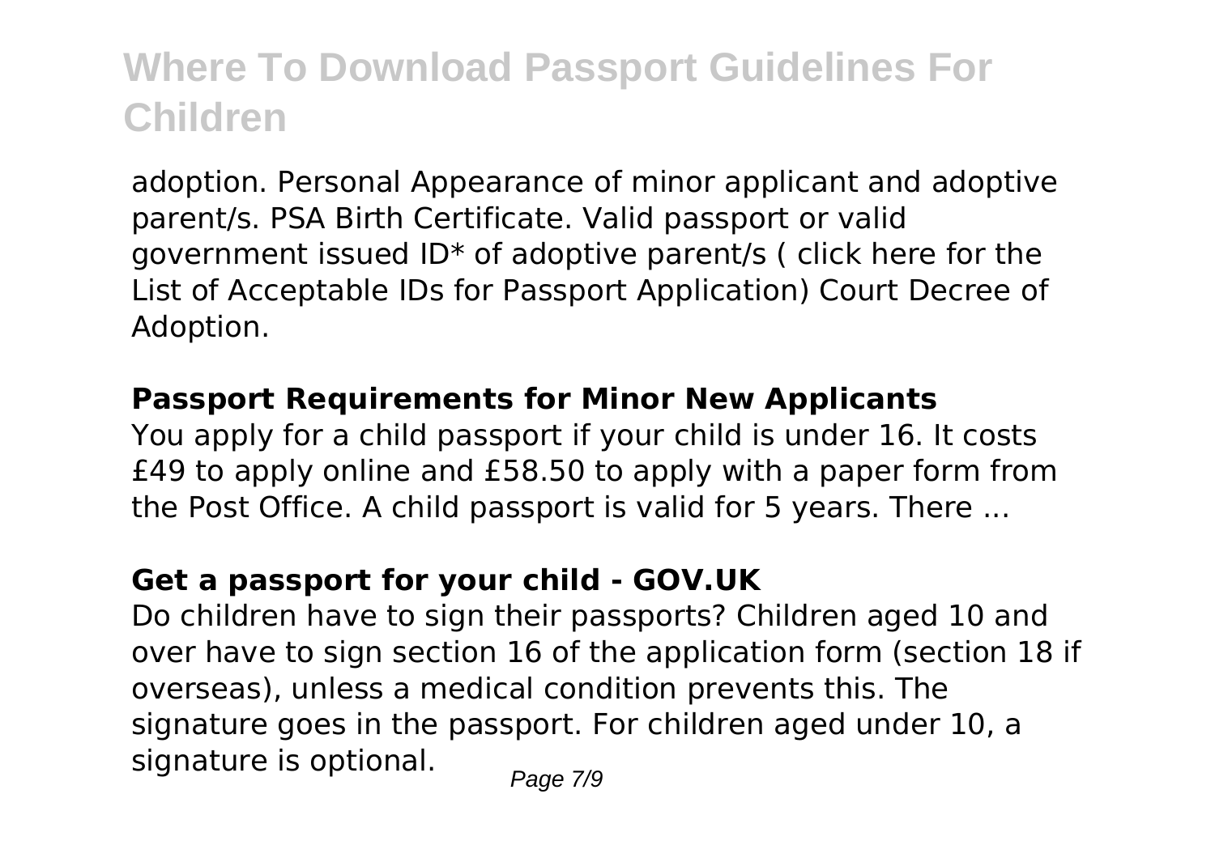adoption. Personal Appearance of minor applicant and adoptive parent/s. PSA Birth Certificate. Valid passport or valid government issued ID* of adoptive parent/s ( click here for the List of Acceptable IDs for Passport Application) Court Decree of Adoption.

### Passport Requirements for Minor New Applicants

You apply for a child passport if your child is under 16. It costs £49 to apply online and £58.50 to apply with a paper form from the Post Office. A child passport is valid for 5 years. There ...

### Get a passport for your child - GOV.UK

Do children have to sign their passports? Children aged 10 and over have to sign section 16 of the application form (section 18 if overseas), unless a medical condition prevents this. The signature goes in the passport. For children aged under 10, a signature is optional.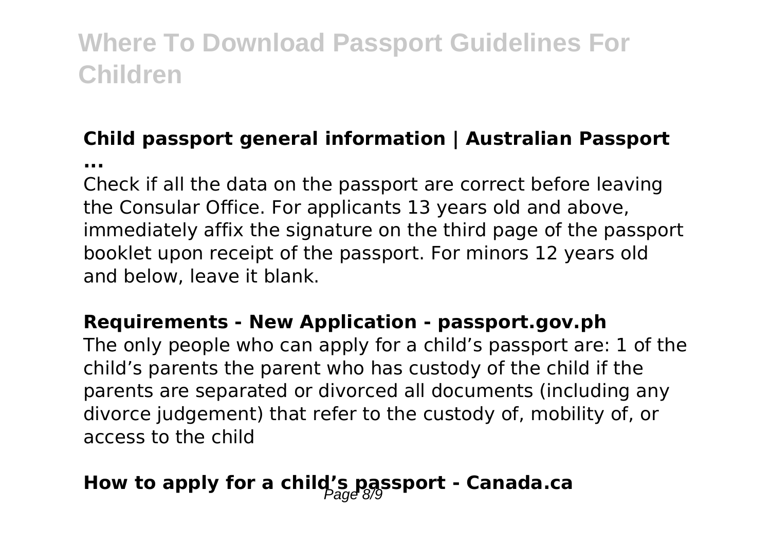# Where To Download Passport Guidelines For Children

### Child passport general information | Australian Passport ...

Check if all the data on the passport are correct before leaving the Consular Office. For applicants 13 years old and above, immediately affix the signature on the third page of the passport booklet upon receipt of the passport. For minors 12 years old and below, leave it blank.

### Requirements - New Application - passport.gov.ph

The only people who can apply for a child's passport are: 1 of the child's parents the parent who has custody of the child if the parents are separated or divorced all documents (including any divorce judgement) that refer to the custody of, mobility of, or access to the child

## How to apply for a child's passport - Canada.ca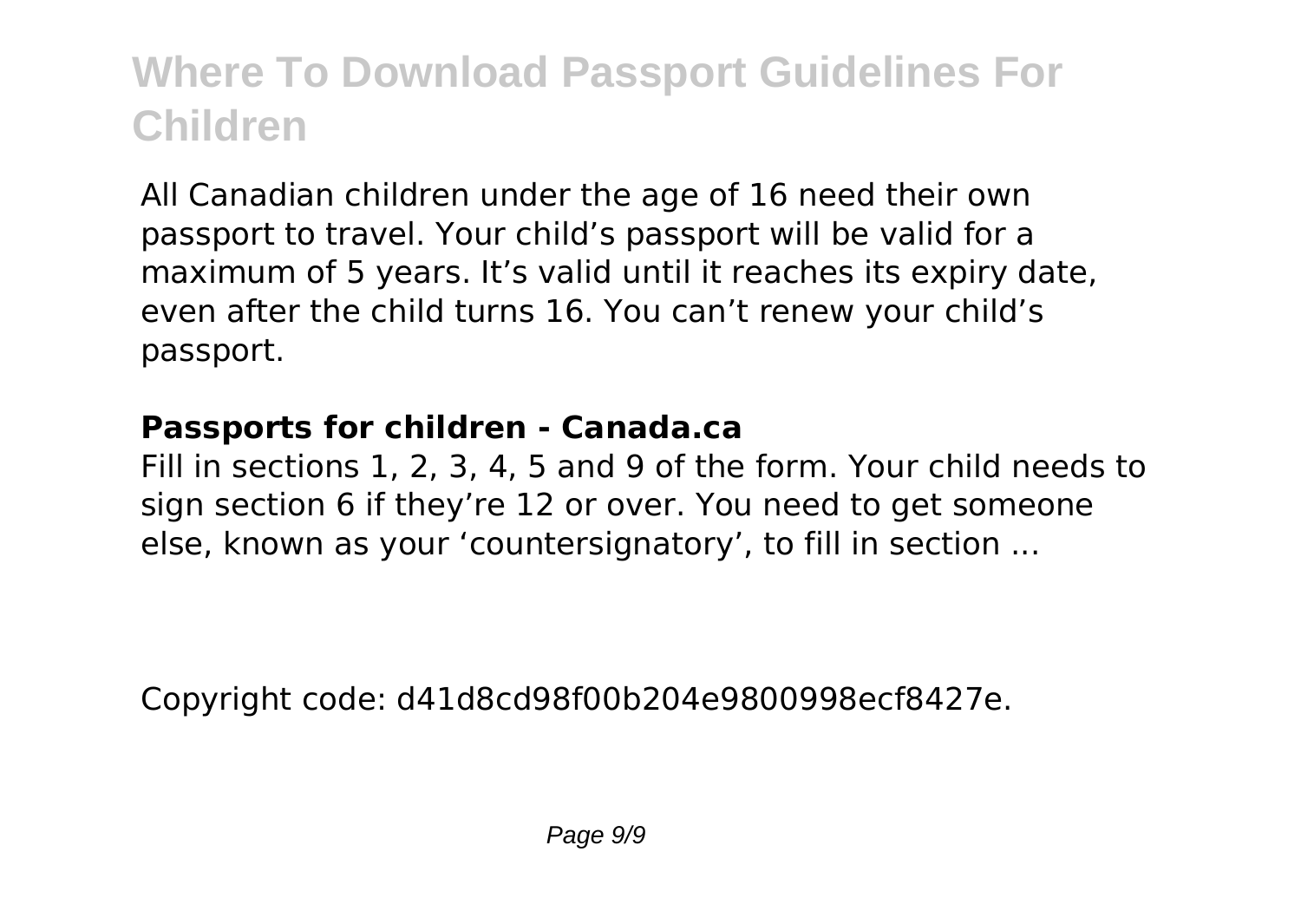# Where To Download Passport Guidelines For Children

All Canadian children under the age of 16 need their own passport to travel. Your child's passport will be valid for a maximum of 5 years. It's valid until it reaches its expiry date, even after the child turns 16. You can't renew your child's passport.

**Passports for children - Canada.ca**

Fill in sections 1, 2, 3, 4, 5 and 9 of the form. Your child needs to sign section 6 if they're 12 or over. You need to get someone else, known as your 'countersignatory', to fill in section ...

Copyright code: d41d8cd98f00b204e9800998ecf8427e.